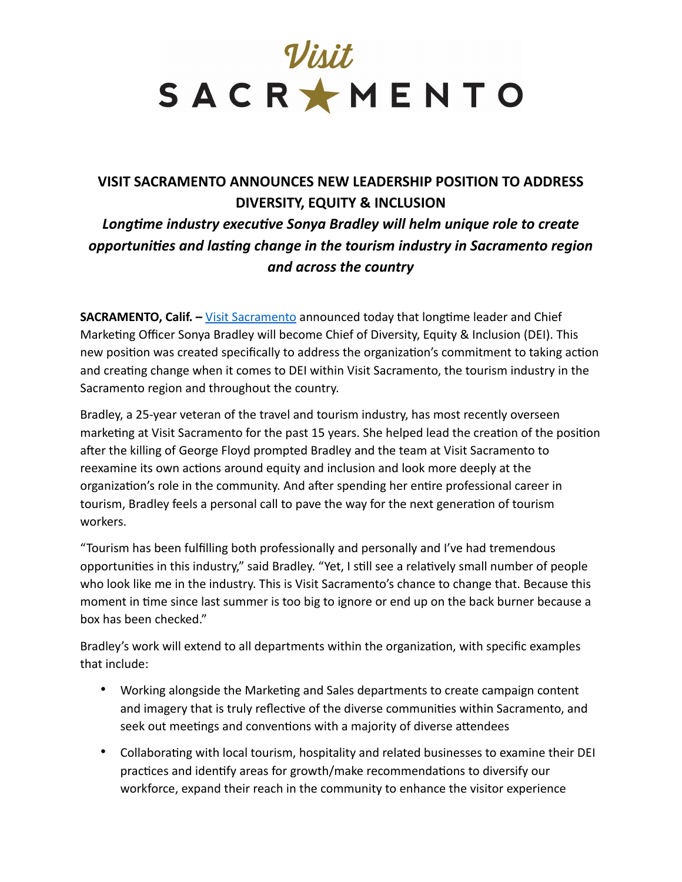# VISIT SACRAMENTO ANNOUNCES NEW LEADERSHIP POSITION TO ADDRESS DIVERSITY, EQUITY & INCLUSION

***Longtime industry executive Sonya Bradley will helm unique role to create opportunities and lasting change in the tourism industry in Sacramento region and across the country***

**SACRAMENTO, Calif. –** [Visit Sacramento]() announced today that longtime leader and Chief Marketing Officer Sonya Bradley will become Chief of Diversity, Equity & Inclusion (DEI). This new position was created specifically to address the organization's commitment to taking action and creating change when it comes to DEI within Visit Sacramento, the tourism industry in the Sacramento region and throughout the country.

Bradley, a 25-year veteran of the travel and tourism industry, has most recently overseen marketing at Visit Sacramento for the past 15 years. She helped lead the creation of the position after the killing of George Floyd prompted Bradley and the team at Visit Sacramento to reexamine its own actions around equity and inclusion and look more deeply at the organization's role in the community. And after spending her entire professional career in tourism, Bradley feels a personal call to pave the way for the next generation of tourism workers.

"Tourism has been fulfilling both professionally and personally and I've had tremendous opportunities in this industry," said Bradley. "Yet, I still see a relatively small number of people who look like me in the industry. This is Visit Sacramento's chance to change that. Because this moment in time since last summer is too big to ignore or end up on the back burner because a box has been checked."

Bradley's work will extend to all departments within the organization, with specific examples that include:

- Working alongside the Marketing and Sales departments to create campaign content and imagery that is truly reflective of the diverse communities within Sacramento, and seek out meetings and conventions with a majority of diverse attendees
- Collaborating with local tourism, hospitality and related businesses to examine their DEI practices and identify areas for growth/make recommendations to diversify our workforce, expand their reach in the community to enhance the visitor experience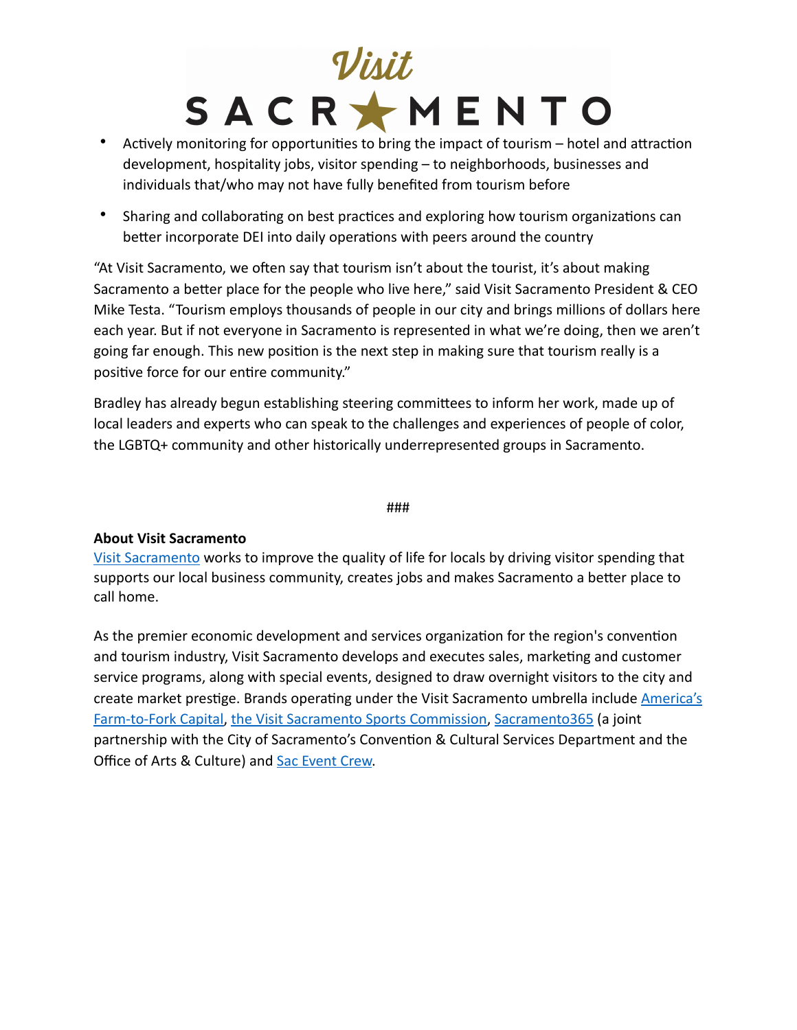- Actively monitoring for opportunities to bring the impact of tourism – hotel and attraction development, hospitality jobs, visitor spending – to neighborhoods, businesses and individuals that/who may not have fully benefited from tourism before
- Sharing and collaborating on best practices and exploring how tourism organizations can better incorporate DEI into daily operations with peers around the country

"At Visit Sacramento, we often say that tourism isn't about the tourist, it's about making Sacramento a better place for the people who live here," said Visit Sacramento President & CEO Mike Testa. "Tourism employs thousands of people in our city and brings millions of dollars here each year. But if not everyone in Sacramento is represented in what we're doing, then we aren't going far enough. This new position is the next step in making sure that tourism really is a positive force for our entire community."

Bradley has already begun establishing steering committees to inform her work, made up of local leaders and experts who can speak to the challenges and experiences of people of color, the LGBTQ+ community and other historically underrepresented groups in Sacramento.

###

**About Visit Sacramento**
Visit Sacramento works to improve the quality of life for locals by driving visitor spending that supports our local business community, creates jobs and makes Sacramento a better place to call home.

As the premier economic development and services organization for the region's convention and tourism industry, Visit Sacramento develops and executes sales, marketing and customer service programs, along with special events, designed to draw overnight visitors to the city and create market prestige. Brands operating under the Visit Sacramento umbrella include America's Farm-to-Fork Capital, the Visit Sacramento Sports Commission, Sacramento365 (a joint partnership with the City of Sacramento's Convention & Cultural Services Department and the Office of Arts & Culture) and Sac Event Crew.